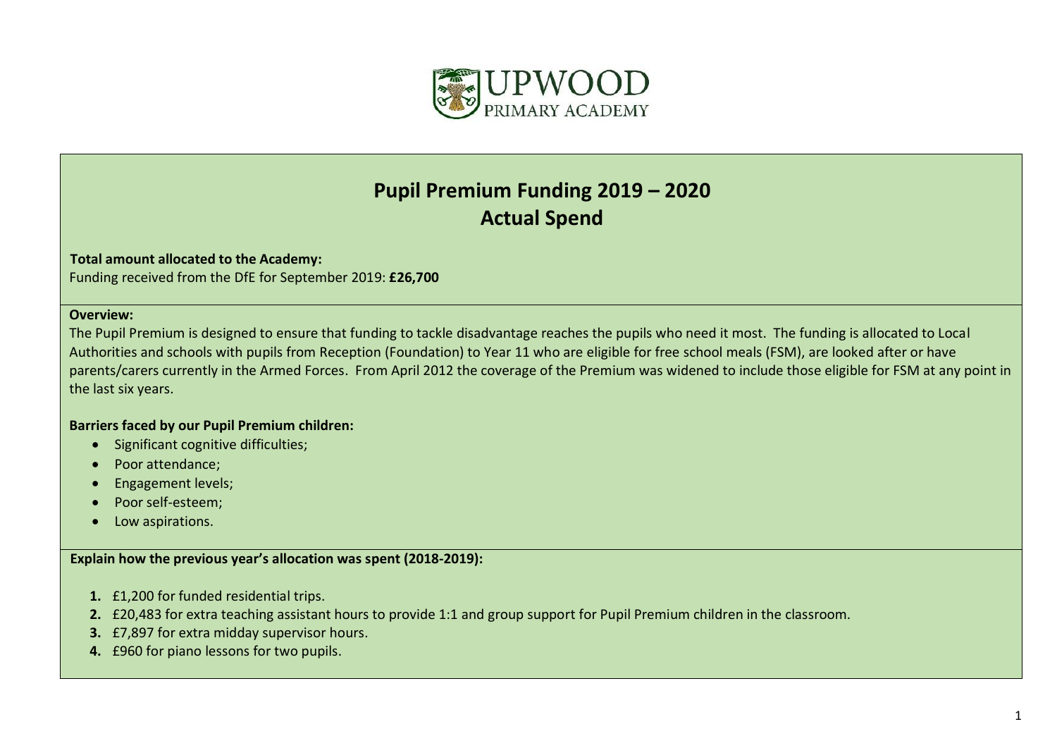UPWOOD
PRIMARY ACADEMY

# Pupil Premium Funding 2019 – 2020
## Actual Spend

**Total amount allocated to the Academy:**
Funding received from the DfE for September 2019: **£26,700**

**Overview:**
The Pupil Premium is designed to ensure that funding to tackle disadvantage reaches the pupils who need it most. The funding is allocated to Local Authorities and schools with pupils from Reception (Foundation) to Year 11 who are eligible for free school meals (FSM), are looked after or have parents/carers currently in the Armed Forces. From April 2012 the coverage of the Premium was widened to include those eligible for FSM at any point in the last six years.

**Barriers faced by our Pupil Premium children:**

- Significant cognitive difficulties;
- Poor attendance;
- Engagement levels;
- Poor self-esteem;
- Low aspirations.

**Explain how the previous year's allocation was spent (2018-2019):**

1. £1,200 for funded residential trips.
2. £20,483 for extra teaching assistant hours to provide 1:1 and group support for Pupil Premium children in the classroom.
3. £7,897 for extra midday supervisor hours.
4. £960 for piano lessons for two pupils.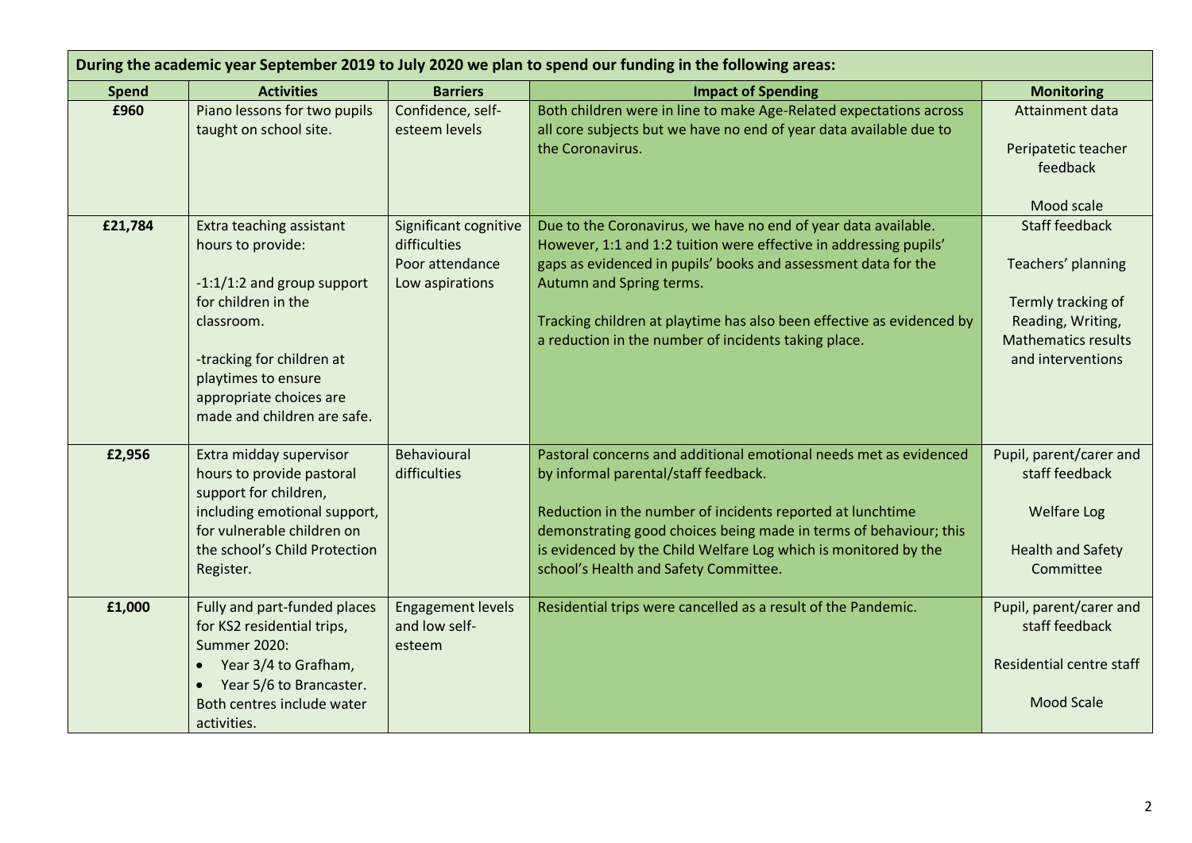| During the academic year September 2019 to July 2020 we plan to spend our funding in the following areas: | | | | |
|---|---|---|---|---|
| **Spend** | **Activities** | **Barriers** | **Impact of Spending** | **Monitoring** |
| **£960** | Piano lessons for two pupils taught on school site. | Confidence, self-esteem levels | Both children were in line to make Age-Related expectations across all core subjects but we have no end of year data available due to the Coronavirus. | Attainment data<br><br>Peripatetic teacher feedback<br><br>Mood scale |
| **£21,784** | Extra teaching assistant hours to provide:<br><br>-1:1/1:2 and group support for children in the classroom.<br><br>-tracking for children at playtimes to ensure appropriate choices are made and children are safe. | Significant cognitive difficulties<br>Poor attendance<br>Low aspirations | Due to the Coronavirus, we have no end of year data available. However, 1:1 and 1:2 tuition were effective in addressing pupils' gaps as evidenced in pupils' books and assessment data for the Autumn and Spring terms.<br><br>Tracking children at playtime has also been effective as evidenced by a reduction in the number of incidents taking place. | Staff feedback<br><br>Teachers' planning<br><br>Termly tracking of Reading, Writing, Mathematics results and interventions |
| **£2,956** | Extra midday supervisor hours to provide pastoral support for children, including emotional support, for vulnerable children on the school's Child Protection Register. | Behavioural difficulties | Pastoral concerns and additional emotional needs met as evidenced by informal parental/staff feedback.<br><br>Reduction in the number of incidents reported at lunchtime demonstrating good choices being made in terms of behaviour; this is evidenced by the Child Welfare Log which is monitored by the school's Health and Safety Committee. | Pupil, parent/carer and staff feedback<br><br>Welfare Log<br><br>Health and Safety Committee |
| **£1,000** | Fully and part-funded places for KS2 residential trips, Summer 2020:<br>• Year 3/4 to Grafham,<br>• Year 5/6 to Brancaster.<br>Both centres include water activities. | Engagement levels and low self-esteem | Residential trips were cancelled as a result of the Pandemic. | Pupil, parent/carer and staff feedback<br><br>Residential centre staff<br><br>Mood Scale |